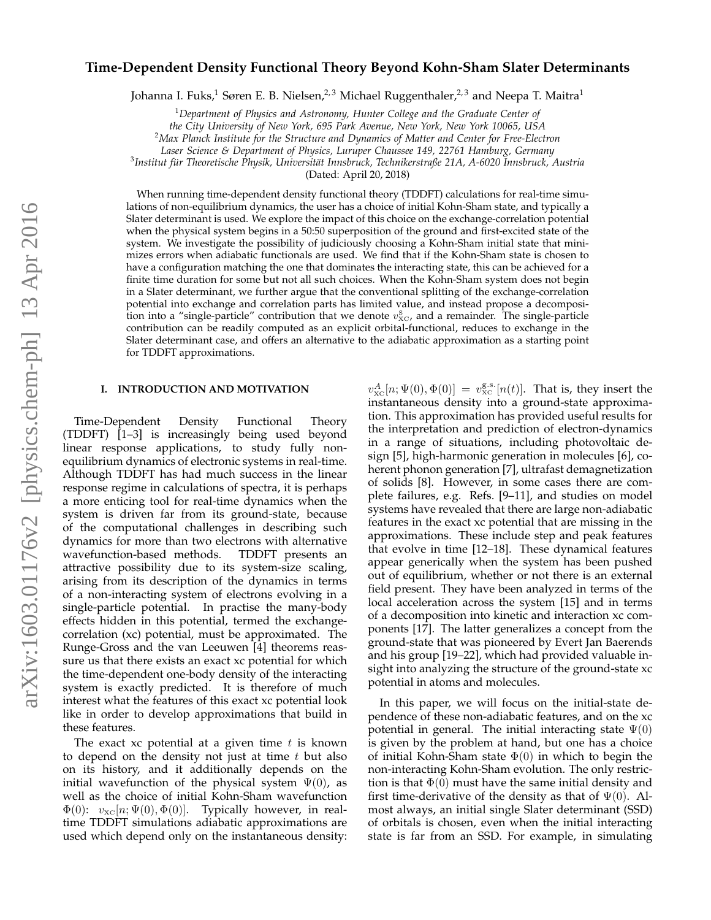# Time-Dependent Density Functional Theory Beyond Kohn-Sham Slater Determinants

Johanna I. Fuks,[1] Søren E. B. Nielsen,[2,3] Michael Ruggenthaler,[2,3] and Neepa T. Maitra[1]

[1]*Department of Physics and Astronomy, Hunter College and the Graduate Center of the City University of New York, 695 Park Avenue, New York, New York 10065, USA*

[2]*Max Planck Institute for the Structure and Dynamics of Matter and Center for Free-Electron Laser Science & Department of Physics, Luruper Chaussee 149, 22761 Hamburg, Germany*

[3]*Institut für Theoretische Physik, Universität Innsbruck, Technikerstraße 21A, A-6020 Innsbruck, Austria*

(Dated: April 20, 2018)

When running time-dependent density functional theory (TDDFT) calculations for real-time simulations of non-equilibrium dynamics, the user has a choice of initial Kohn-Sham state, and typically a Slater determinant is used. We explore the impact of this choice on the exchange-correlation potential when the physical system begins in a 50:50 superposition of the ground and first-excited state of the system. We investigate the possibility of judiciously choosing a Kohn-Sham initial state that minimizes errors when adiabatic functionals are used. We find that if the Kohn-Sham state is chosen to have a configuration matching the one that dominates the interacting state, this can be achieved for a finite time duration for some but not all such choices. When the Kohn-Sham system does not begin in a Slater determinant, we further argue that the conventional splitting of the exchange-correlation potential into exchange and correlation parts has limited value, and instead propose a decomposition into a "single-particle" contribution that we denote $v_{\rm XC}^{\rm S}$, and a remainder. The single-particle contribution can be readily computed as an explicit orbital-functional, reduces to exchange in the Slater determinant case, and offers an alternative to the adiabatic approximation as a starting point for TDDFT approximations.

## I. INTRODUCTION AND MOTIVATION

Time-Dependent Density Functional Theory (TDDFT) [1–3] is increasingly being used beyond linear response applications, to study fully non-equilibrium dynamics of electronic systems in real-time. Although TDDFT has had much success in the linear response regime in calculations of spectra, it is perhaps a more enticing tool for real-time dynamics when the system is driven far from its ground-state, because of the computational challenges in describing such dynamics for more than two electrons with alternative wavefunction-based methods. TDDFT presents an attractive possibility due to its system-size scaling, arising from its description of the dynamics in terms of a non-interacting system of electrons evolving in a single-particle potential. In practise the many-body effects hidden in this potential, termed the exchange-correlation (xc) potential, must be approximated. The Runge-Gross and the van Leeuwen [4] theorems reassure us that there exists an exact xc potential for which the time-dependent one-body density of the interacting system is exactly predicted. It is therefore of much interest what the features of this exact xc potential look like in order to develop approximations that build in these features.

The exact xc potential at a given time $t$ is known to depend on the density not just at time $t$ but also on its history, and it additionally depends on the initial wavefunction of the physical system $\Psi(0)$, as well as the choice of initial Kohn-Sham wavefunction $\Phi(0)$: $v_{\rm XC}[n;\Psi(0),\Phi(0)]$. Typically however, in real-time TDDFT simulations adiabatic approximations are used which depend only on the instantaneous density: $v_{\rm XC}^{A}[n;\Psi(0),\Phi(0)] = v_{\rm XC}^{\rm g.s.}[n(t)]$. That is, they insert the instantaneous density into a ground-state approximation. This approximation has provided useful results for the interpretation and prediction of electron-dynamics in a range of situations, including photovoltaic design [5], high-harmonic generation in molecules [6], coherent phonon generation [7], ultrafast demagnetization of solids [8]. However, in some cases there are complete failures, e.g. Refs. [9–11], and studies on model systems have revealed that there are large non-adiabatic features in the exact xc potential that are missing in the approximations. These include step and peak features that evolve in time [12–18]. These dynamical features appear generically when the system has been pushed out of equilibrium, whether or not there is an external field present. They have been analyzed in terms of the local acceleration across the system [15] and in terms of a decomposition into kinetic and interaction xc components [17]. The latter generalizes a concept from the ground-state that was pioneered by Evert Jan Baerends and his group [19–22], which had provided valuable insight into analyzing the structure of the ground-state xc potential in atoms and molecules.

In this paper, we will focus on the initial-state dependence of these non-adiabatic features, and on the xc potential in general. The initial interacting state $\Psi(0)$ is given by the problem at hand, but one has a choice of initial Kohn-Sham state $\Phi(0)$ in which to begin the non-interacting Kohn-Sham evolution. The only restriction is that $\Phi(0)$ must have the same initial density and first time-derivative of the density as that of $\Psi(0)$. Almost always, an initial single Slater determinant (SSD) of orbitals is chosen, even when the initial interacting state is far from an SSD. For example, in simulating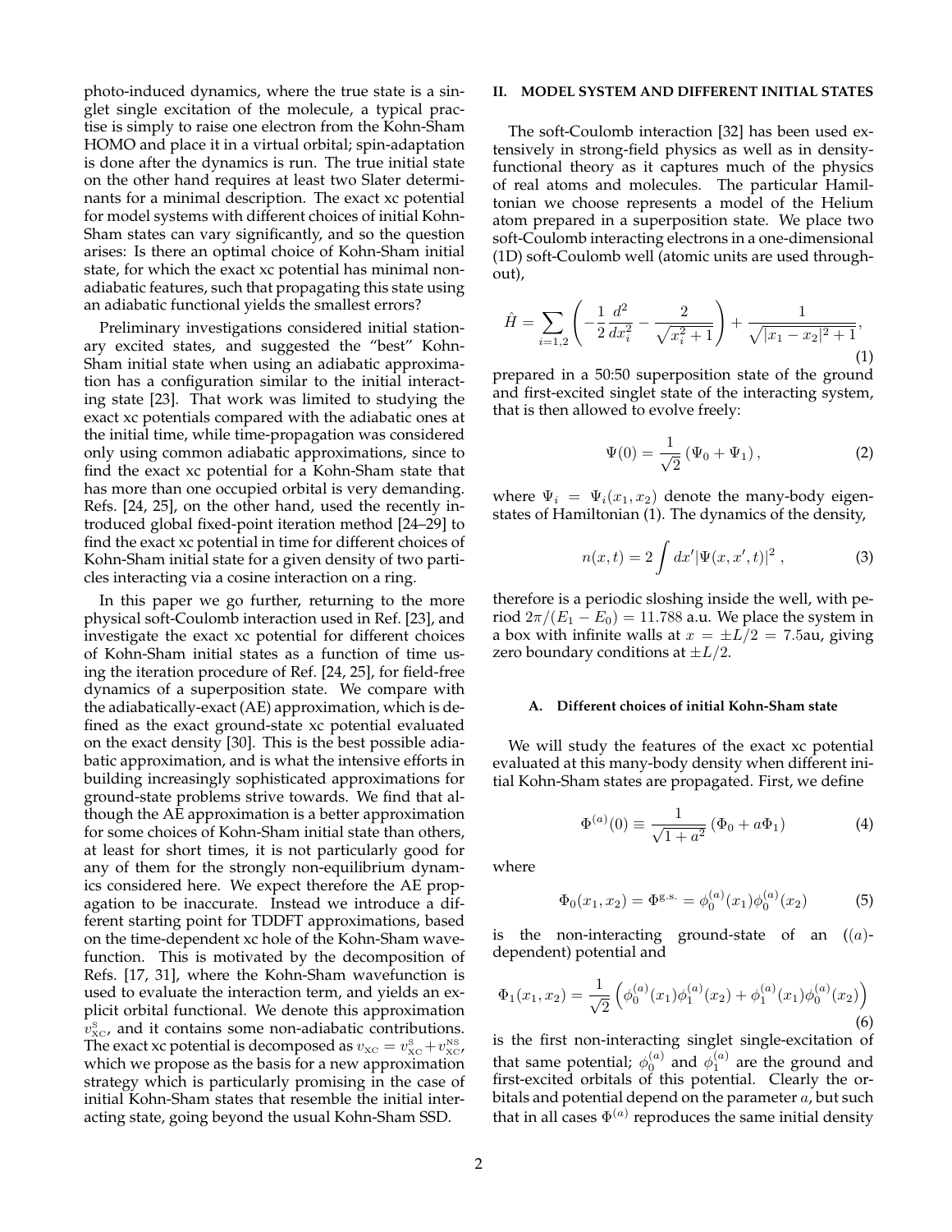photo-induced dynamics, where the true state is a singlet single excitation of the molecule, a typical practise is simply to raise one electron from the Kohn-Sham HOMO and place it in a virtual orbital; spin-adaptation is done after the dynamics is run. The true initial state on the other hand requires at least two Slater determinants for a minimal description. The exact xc potential for model systems with different choices of initial Kohn-Sham states can vary significantly, and so the question arises: Is there an optimal choice of Kohn-Sham initial state, for which the exact xc potential has minimal non-adiabatic features, such that propagating this state using an adiabatic functional yields the smallest errors?

Preliminary investigations considered initial stationary excited states, and suggested the "best" Kohn-Sham initial state when using an adiabatic approximation has a configuration similar to the initial interacting state [23]. That work was limited to studying the exact xc potentials compared with the adiabatic ones at the initial time, while time-propagation was considered only using common adiabatic approximations, since to find the exact xc potential for a Kohn-Sham state that has more than one occupied orbital is very demanding. Refs. [24, 25], on the other hand, used the recently introduced global fixed-point iteration method [24–29] to find the exact xc potential in time for different choices of Kohn-Sham initial state for a given density of two particles interacting via a cosine interaction on a ring.

In this paper we go further, returning to the more physical soft-Coulomb interaction used in Ref. [23], and investigate the exact xc potential for different choices of Kohn-Sham initial states as a function of time using the iteration procedure of Ref. [24, 25], for field-free dynamics of a superposition state. We compare with the adiabatically-exact (AE) approximation, which is defined as the exact ground-state xc potential evaluated on the exact density [30]. This is the best possible adiabatic approximation, and is what the intensive efforts in building increasingly sophisticated approximations for ground-state problems strive towards. We find that although the AE approximation is a better approximation for some choices of Kohn-Sham initial state than others, at least for short times, it is not particularly good for any of them for the strongly non-equilibrium dynamics considered here. We expect therefore the AE propagation to be inaccurate. Instead we introduce a different starting point for TDDFT approximations, based on the time-dependent xc hole of the Kohn-Sham wavefunction. This is motivated by the decomposition of Refs. [17, 31], where the Kohn-Sham wavefunction is used to evaluate the interaction term, and yields an explicit orbital functional. We denote this approximation $v^{\rm S}_{\rm XC}$, and it contains some non-adiabatic contributions. The exact xc potential is decomposed as $v_{\rm XC} = v^{\rm S}_{\rm XC} + v^{\rm NS}_{\rm XC}$, which we propose as the basis for a new approximation strategy which is particularly promising in the case of initial Kohn-Sham states that resemble the initial interacting state, going beyond the usual Kohn-Sham SSD.

## II. MODEL SYSTEM AND DIFFERENT INITIAL STATES

The soft-Coulomb interaction [32] has been used extensively in strong-field physics as well as in density-functional theory as it captures much of the physics of real atoms and molecules. The particular Hamiltonian we choose represents a model of the Helium atom prepared in a superposition state. We place two soft-Coulomb interacting electrons in a one-dimensional (1D) soft-Coulomb well (atomic units are used throughout),

$$\hat{H} = \sum_{i=1,2}\left(-\frac{1}{2}\frac{d^2}{dx_i^2} - \frac{2}{\sqrt{x_i^2+1}}\right) + \frac{1}{\sqrt{|x_1-x_2|^2+1}}, \tag{1}$$

prepared in a 50:50 superposition state of the ground and first-excited singlet state of the interacting system, that is then allowed to evolve freely:

$$\Psi(0) = \frac{1}{\sqrt{2}}\left(\Psi_0 + \Psi_1\right), \tag{2}$$

where $\Psi_i = \Psi_i(x_1, x_2)$ denote the many-body eigenstates of Hamiltonian (1). The dynamics of the density,

$$n(x,t) = 2\int dx' |\Psi(x,x',t)|^2 , \tag{3}$$

therefore is a periodic sloshing inside the well, with period $2\pi/(E_1 - E_0) = 11.788$ a.u. We place the system in a box with infinite walls at $x = \pm L/2 = 7.5$au, giving zero boundary conditions at $\pm L/2$.

### A. Different choices of initial Kohn-Sham state

We will study the features of the exact xc potential evaluated at this many-body density when different initial Kohn-Sham states are propagated. First, we define

$$\Phi^{(a)}(0) \equiv \frac{1}{\sqrt{1+a^2}}\left(\Phi_0 + a\Phi_1\right) \tag{4}$$

where

$$\Phi_0(x_1,x_2) = \Phi^{\rm g.s.} = \phi_0^{(a)}(x_1)\phi_0^{(a)}(x_2) \tag{5}$$

is the non-interacting ground-state of an ($(a)$-dependent) potential and

$$\Phi_1(x_1,x_2) = \frac{1}{\sqrt{2}}\left(\phi_0^{(a)}(x_1)\phi_1^{(a)}(x_2) + \phi_1^{(a)}(x_1)\phi_0^{(a)}(x_2)\right) \tag{6}$$

is the first non-interacting singlet single-excitation of that same potential; $\phi_0^{(a)}$ and $\phi_1^{(a)}$ are the ground and first-excited orbitals of this potential. Clearly the orbitals and potential depend on the parameter $a$, but such that in all cases $\Phi^{(a)}$ reproduces the same initial density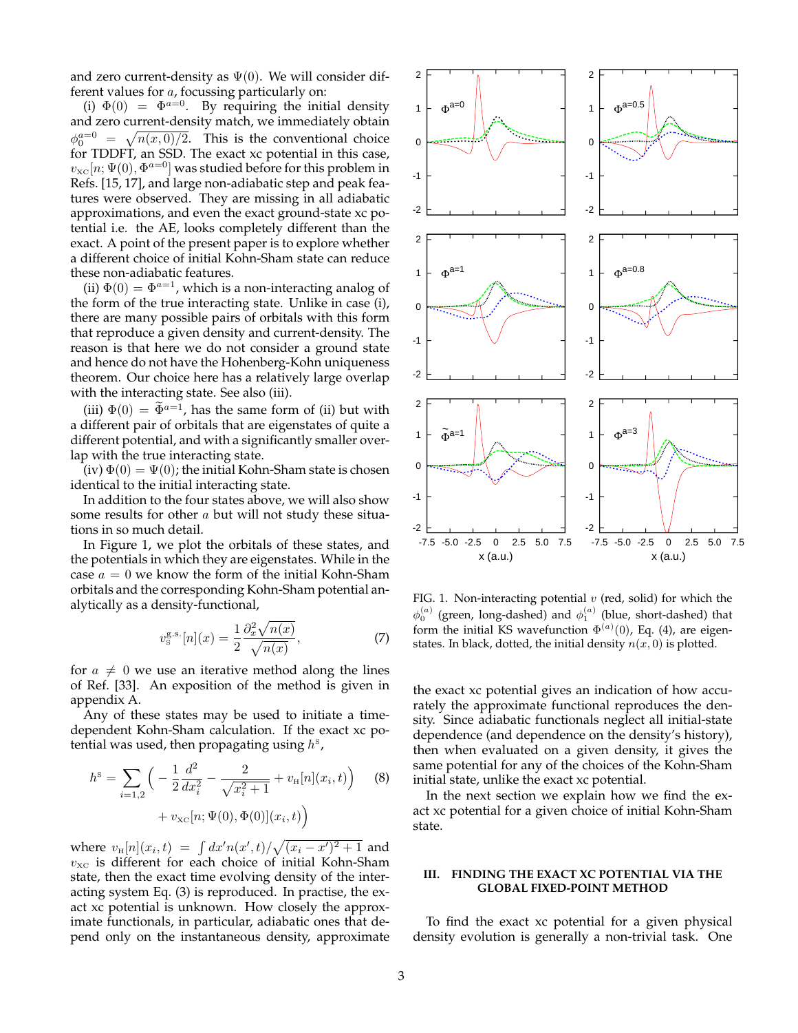and zero current-density as $\Psi(0)$. We will consider different values for $a$, focussing particularly on:

(i) $\Phi(0) = \Phi^{a=0}$. By requiring the initial density and zero current-density match, we immediately obtain $\phi_0^{a=0} = \sqrt{n(x,0)/2}$. This is the conventional choice for TDDFT, an SSD. The exact xc potential in this case, $v_{\rm XC}[n;\Psi(0),\Phi^{a=0}]$ was studied before for this problem in Refs. [15, 17], and large non-adiabatic step and peak features were observed. They are missing in all adiabatic approximations, and even the exact ground-state xc potential i.e. the AE, looks completely different than the exact. A point of the present paper is to explore whether a different choice of initial Kohn-Sham state can reduce these non-adiabatic features.

(ii) $\Phi(0) = \Phi^{a=1}$, which is a non-interacting analog of the form of the true interacting state. Unlike in case (i), there are many possible pairs of orbitals with this form that reproduce a given density and current-density. The reason is that here we do not consider a ground state and hence do not have the Hohenberg-Kohn uniqueness theorem. Our choice here has a relatively large overlap with the interacting state. See also (iii).

(iii) $\Phi(0) = \widetilde{\Phi}^{a=1}$, has the same form of (ii) but with a different pair of orbitals that are eigenstates of quite a different potential, and with a significantly smaller overlap with the true interacting state.

(iv) $\Phi(0) = \Psi(0)$; the initial Kohn-Sham state is chosen identical to the initial interacting state.

In addition to the four states above, we will also show some results for other $a$ but will not study these situations in so much detail.

In Figure 1, we plot the orbitals of these states, and the potentials in which they are eigenstates. While in the case $a = 0$ we know the form of the initial Kohn-Sham orbitals and the corresponding Kohn-Sham potential analytically as a density-functional,

$$v_{\rm S}^{\rm g.s.}[n](x) = \frac{1}{2}\frac{\partial_x^2\sqrt{n(x)}}{\sqrt{n(x)}}, \tag{7}$$

for $a \neq 0$ we use an iterative method along the lines of Ref. [33]. An exposition of the method is given in appendix A.

Any of these states may be used to initiate a time-dependent Kohn-Sham calculation. If the exact xc potential was used, then propagating using $h^{\rm S}$,

$$h^{\rm S} = \sum_{i=1,2}\Big(-\frac{1}{2}\frac{d^2}{dx_i^2} - \frac{2}{\sqrt{x_i^2+1}} + v_{\rm H}[n](x_i,t)\Big) + v_{\rm XC}[n;\Psi(0),\Phi(0)](x_i,t)\Big) \tag{8}$$

where $v_{\rm H}[n](x_i,t) = \int dx' n(x',t)/\sqrt{(x_i-x')^2+1}$ and $v_{\rm XC}$ is different for each choice of initial Kohn-Sham state, then the exact time evolving density of the interacting system Eq. (3) is reproduced. In practise, the exact xc potential is unknown. How closely the approximate functionals, in particular, adiabatic ones that depend only on the instantaneous density, approximate the exact xc potential gives an indication of how accurately the approximate functional reproduces the density. Since adiabatic functionals neglect all initial-state dependence (and dependence on the density's history), then when evaluated on a given density, it gives the same potential for any of the choices of the Kohn-Sham initial state, unlike the exact xc potential.

In the next section we explain how we find the exact xc potential for a given choice of initial Kohn-Sham state.

FIG. 1. Non-interacting potential $v$ (red, solid) for which the $\phi_0^{(a)}$ (green, long-dashed) and $\phi_1^{(a)}$ (blue, short-dashed) that form the initial KS wavefunction $\Phi^{(a)}(0)$, Eq. (4), are eigenstates. In black, dotted, the initial density $n(x,0)$ is plotted.

## III. FINDING THE EXACT XC POTENTIAL VIA THE GLOBAL FIXED-POINT METHOD

To find the exact xc potential for a given physical density evolution is generally a non-trivial task. One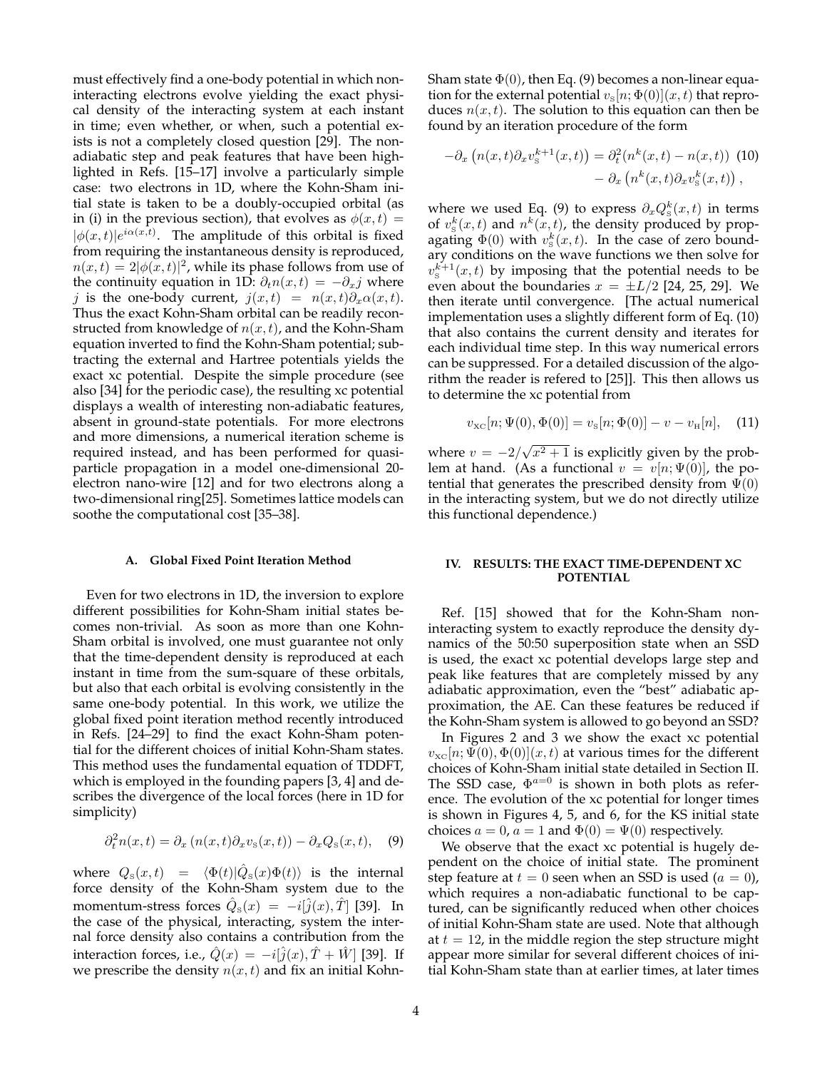must effectively find a one-body potential in which non-interacting electrons evolve yielding the exact physical density of the interacting system at each instant in time; even whether, or when, such a potential exists is not a completely closed question [29]. The non-adiabatic step and peak features that have been highlighted in Refs. [15–17] involve a particularly simple case: two electrons in 1D, where the Kohn-Sham initial state is taken to be a doubly-occupied orbital (as in (i) in the previous section), that evolves as $\phi(x,t) = |\phi(x,t)|e^{i\alpha(x,t)}$. The amplitude of this orbital is fixed from requiring the instantaneous density is reproduced, $n(x,t) = 2|\phi(x,t)|^2$, while its phase follows from use of the continuity equation in 1D: $\partial_t n(x,t) = -\partial_x j$ where $j$ is the one-body current, $j(x,t) = n(x,t)\partial_x \alpha(x,t)$. Thus the exact Kohn-Sham orbital can be readily reconstructed from knowledge of $n(x,t)$, and the Kohn-Sham equation inverted to find the Kohn-Sham potential; subtracting the external and Hartree potentials yields the exact xc potential. Despite the simple procedure (see also [34] for the periodic case), the resulting xc potential displays a wealth of interesting non-adiabatic features, absent in ground-state potentials. For more electrons and more dimensions, a numerical iteration scheme is required instead, and has been performed for quasi-particle propagation in a model one-dimensional 20-electron nano-wire [12] and for two electrons along a two-dimensional ring[25]. Sometimes lattice models can soothe the computational cost [35–38].

### A. Global Fixed Point Iteration Method

Even for two electrons in 1D, the inversion to explore different possibilities for Kohn-Sham initial states becomes non-trivial. As soon as more than one Kohn-Sham orbital is involved, one must guarantee not only that the time-dependent density is reproduced at each instant in time from the sum-square of these orbitals, but also that each orbital is evolving consistently in the same one-body potential. In this work, we utilize the global fixed point iteration method recently introduced in Refs. [24–29] to find the exact Kohn-Sham potential for the different choices of initial Kohn-Sham states. This method uses the fundamental equation of TDDFT, which is employed in the founding papers [3, 4] and describes the divergence of the local forces (here in 1D for simplicity)

$$\partial_t^2 n(x,t) = \partial_x \left(n(x,t)\partial_x v_{\rm S}(x,t)\right) - \partial_x Q_{\rm S}(x,t), \quad (9)$$

where $Q_{\rm S}(x,t) = \langle \Phi(t)|\hat{Q}_{\rm S}(x)\Phi(t)\rangle$ is the internal force density of the Kohn-Sham system due to the momentum-stress forces $\hat{Q}_{\rm S}(x) = -i[\hat{j}(x), \hat{T}]$ [39]. In the case of the physical, interacting, system the internal force density also contains a contribution from the interaction forces, i.e., $\hat{Q}(x) = -i[\hat{j}(x), \hat{T} + \hat{W}]$ [39]. If we prescribe the density $n(x,t)$ and fix an initial Kohn-Sham state $\Phi(0)$, then Eq. (9) becomes a non-linear equation for the external potential $v_{\rm S}[n;\Phi(0)](x,t)$ that reproduces $n(x,t)$. The solution to this equation can then be found by an iteration procedure of the form

$$\begin{aligned} -\partial_x \left(n(x,t)\partial_x v_{\rm S}^{k+1}(x,t)\right) &= \partial_t^2(n^k(x,t) - n(x,t)) \quad (10)\\ &\quad - \partial_x \left(n^k(x,t)\partial_x v_{\rm S}^k(x,t)\right), \end{aligned}$$

where we used Eq. (9) to express $\partial_x Q_{\rm S}^k(x,t)$ in terms of $v_{\rm S}^k(x,t)$ and $n^k(x,t)$, the density produced by propagating $\Phi(0)$ with $v_{\rm S}^k(x,t)$. In the case of zero boundary conditions on the wave functions we then solve for $v_{\rm S}^{k+1}(x,t)$ by imposing that the potential needs to be even about the boundaries $x = \pm L/2$ [24, 25, 29]. We then iterate until convergence. [The actual numerical implementation uses a slightly different form of Eq. (10) that also contains the current density and iterates for each individual time step. In this way numerical errors can be suppressed. For a detailed discussion of the algorithm the reader is refered to [25]]. This then allows us to determine the xc potential from

$$v_{\rm XC}[n;\Psi(0),\Phi(0)] = v_{\rm S}[n;\Phi(0)] - v - v_{\rm H}[n], \quad (11)$$

where $v = -2/\sqrt{x^2+1}$ is explicitly given by the problem at hand. (As a functional $v = v[n;\Psi(0)]$, the potential that generates the prescribed density from $\Psi(0)$ in the interacting system, but we do not directly utilize this functional dependence.)

## IV. RESULTS: THE EXACT TIME-DEPENDENT XC POTENTIAL

Ref. [15] showed that for the Kohn-Sham non-interacting system to exactly reproduce the density dynamics of the 50:50 superposition state when an SSD is used, the exact xc potential develops large step and peak like features that are completely missed by any adiabatic approximation, even the "best" adiabatic approximation, the AE. Can these features be reduced if the Kohn-Sham system is allowed to go beyond an SSD?

In Figures 2 and 3 we show the exact xc potential $v_{\rm XC}[n;\Psi(0),\Phi(0)](x,t)$ at various times for the different choices of Kohn-Sham initial state detailed in Section II. The SSD case, $\Phi^{a=0}$ is shown in both plots as reference. The evolution of the xc potential for longer times is shown in Figures 4, 5, and 6, for the KS initial state choices $a = 0$, $a = 1$ and $\Phi(0) = \Psi(0)$ respectively.

We observe that the exact xc potential is hugely dependent on the choice of initial state. The prominent step feature at $t = 0$ seen when an SSD is used ($a = 0$), which requires a non-adiabatic functional to be captured, can be significantly reduced when other choices of initial Kohn-Sham state are used. Note that although at $t = 12$, in the middle region the step structure might appear more similar for several different choices of initial Kohn-Sham state than at earlier times, at later times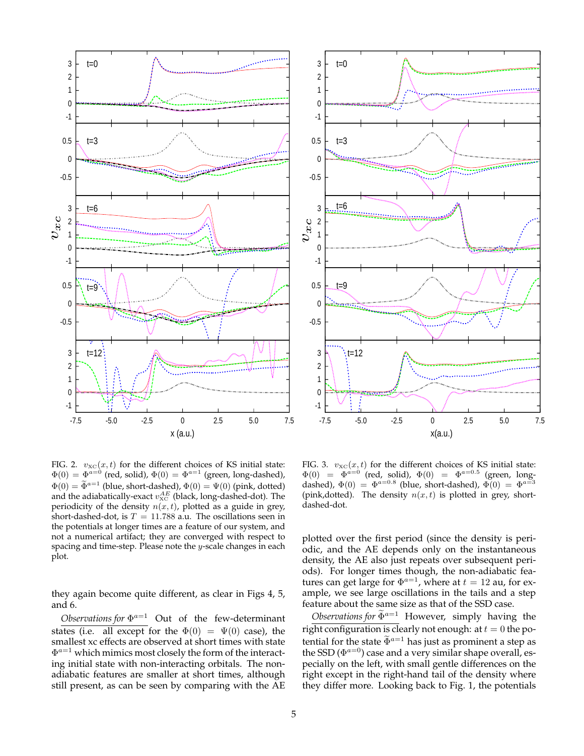FIG. 2. $v_{\rm XC}(x,t)$ for the different choices of KS initial state: $\Phi(0) = \Phi^{a=0}$ (red, solid), $\Phi(0) = \Phi^{a=1}$ (green, long-dashed), $\Phi(0) = \widetilde{\Phi}^{a=1}$ (blue, short-dashed), $\Phi(0) = \Psi(0)$ (pink, dotted) and the adiabatically-exact $v_{\rm XC}^{AE}$ (black, long-dashed-dot). The periodicity of the density $n(x,t)$, plotted as a guide in grey, short-dashed-dot, is $T = 11.788$ a.u. The oscillations seen in the potentials at longer times are a feature of our system, and not a numerical artifact; they are converged with respect to spacing and time-step. Please note the $y$-scale changes in each plot.

FIG. 3. $v_{\rm XC}(x,t)$ for the different choices of KS initial state: $\Phi(0) = \Phi^{a=0}$ (red, solid), $\Phi(0) = \Phi^{a=0.5}$ (green, long-dashed), $\Phi(0) = \Phi^{a=0.8}$ (blue, short-dashed), $\Phi(0) = \Phi^{a=3}$ (pink,dotted). The density $n(x,t)$ is plotted in grey, short-dashed-dot.

they again become quite different, as clear in Figs 4, 5, and 6.

*Observations for $\Phi^{a=1}$* Out of the few-determinant states (i.e. all except for the $\Phi(0) = \Psi(0)$ case), the smallest xc effects are observed at short times with state $\Phi^{a=1}$ which mimics most closely the form of the interacting initial state with non-interacting orbitals. The non-adiabatic features are smaller at short times, although still present, as can be seen by comparing with the AE plotted over the first period (since the density is periodic, and the AE depends only on the instantaneous density, the AE also just repeats over subsequent periods). For longer times though, the non-adiabatic features can get large for $\Phi^{a=1}$, where at $t = 12$ au, for example, we see large oscillations in the tails and a step feature about the same size as that of the SSD case.

*Observations for $\widetilde{\Phi}^{a=1}$* However, simply having the right configuration is clearly not enough: at $t = 0$ the potential for the state $\widetilde{\Phi}^{a=1}$ has just as prominent a step as the SSD ($\Phi^{a=0}$) case and a very similar shape overall, especially on the left, with small gentle differences on the right except in the right-hand tail of the density where they differ more. Looking back to Fig. 1, the potentials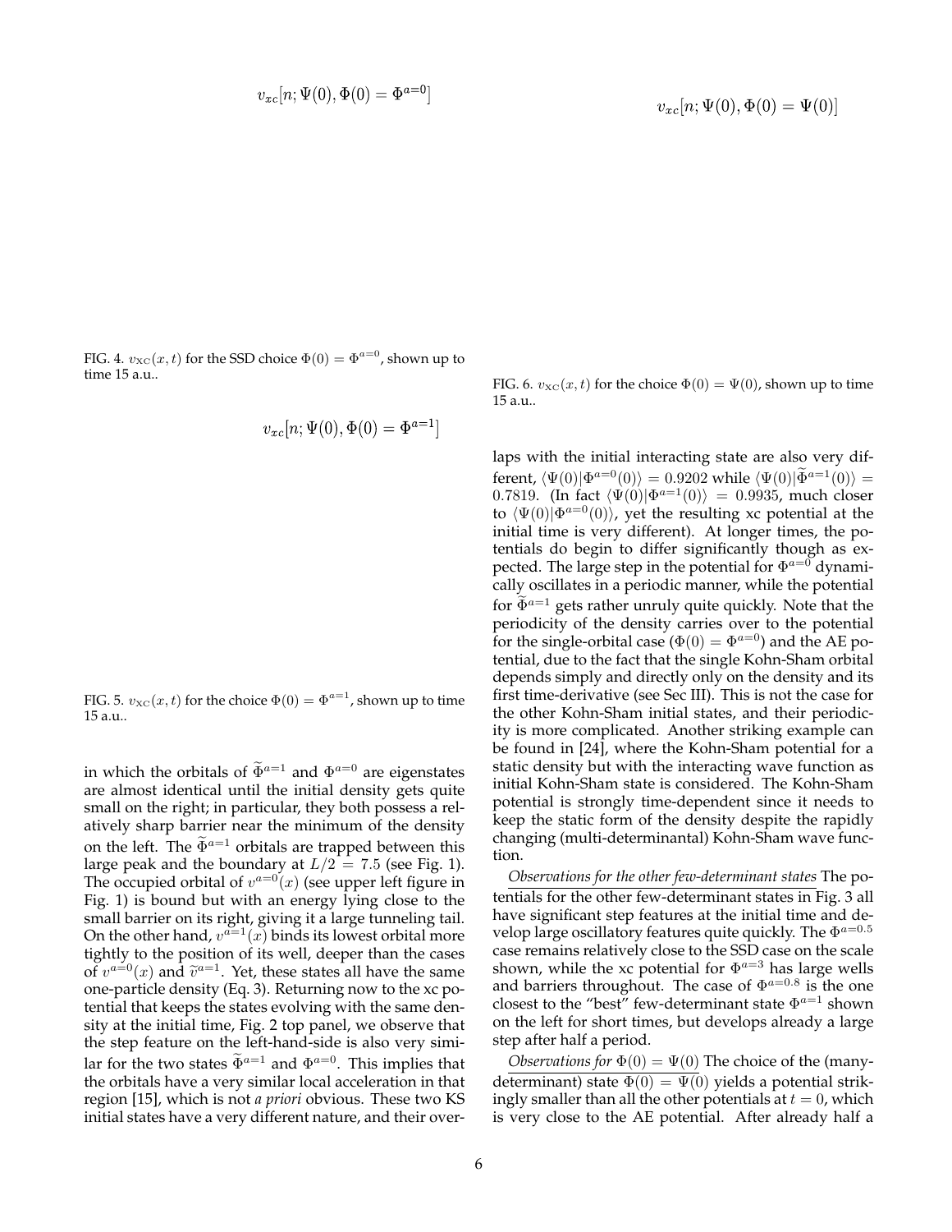$v_{xc}[n; \Psi(0), \Phi(0) = \Phi^{a=0}]$

FIG. 4. $v_{\rm XC}(x,t)$ for the SSD choice $\Phi(0) = \Phi^{a=0}$, shown up to time 15 a.u..

$v_{xc}[n; \Psi(0), \Phi(0) = \Phi^{a=1}]$

FIG. 5. $v_{\rm XC}(x,t)$ for the choice $\Phi(0) = \Phi^{a=1}$, shown up to time 15 a.u..

in which the orbitals of $\widetilde{\Phi}^{a=1}$ and $\Phi^{a=0}$ are eigenstates are almost identical until the initial density gets quite small on the right; in particular, they both possess a relatively sharp barrier near the minimum of the density on the left. The $\widetilde{\Phi}^{a=1}$ orbitals are trapped between this large peak and the boundary at $L/2 = 7.5$ (see Fig. 1). The occupied orbital of $v^{a=0}(x)$ (see upper left figure in Fig. 1) is bound but with an energy lying close to the small barrier on its right, giving it a large tunneling tail. On the other hand, $v^{a=1}(x)$ binds its lowest orbital more tightly to the position of its well, deeper than the cases of $v^{a=0}(x)$ and $\widetilde{v}^{a=1}$. Yet, these states all have the same one-particle density (Eq. 3). Returning now to the xc potential that keeps the states evolving with the same density at the initial time, Fig. 2 top panel, we observe that the step feature on the left-hand-side is also very similar for the two states $\widetilde{\Phi}^{a=1}$ and $\Phi^{a=0}$. This implies that the orbitals have a very similar local acceleration in that region [15], which is not *a priori* obvious. These two KS initial states have a very different nature, and their overlaps with the initial interacting state are also very different, $\langle\Psi(0)|\Phi^{a=0}(0)\rangle = 0.9202$ while $\langle\Psi(0)|\widetilde{\Phi}^{a=1}(0)\rangle = 0.7819$. (In fact $\langle\Psi(0)|\Phi^{a=1}(0)\rangle = 0.9935$, much closer to $\langle\Psi(0)|\Phi^{a=0}(0)\rangle$, yet the resulting xc potential at the initial time is very different). At longer times, the potentials do begin to differ significantly though as expected. The large step in the potential for $\Phi^{a=0}$ dynamically oscillates in a periodic manner, while the potential for $\widetilde{\Phi}^{a=1}$ gets rather unruly quite quickly. Note that the periodicity of the density carries over to the potential for the single-orbital case ($\Phi(0) = \Phi^{a=0}$) and the AE potential, due to the fact that the single Kohn-Sham orbital depends simply and directly only on the density and its first time-derivative (see Sec III). This is not the case for the other Kohn-Sham initial states, and their periodicity is more complicated. Another striking example can be found in [24], where the Kohn-Sham potential for a static density but with the interacting wave function as initial Kohn-Sham state is considered. The Kohn-Sham potential is strongly time-dependent since it needs to keep the static form of the density despite the rapidly changing (multi-determinantal) Kohn-Sham wave function.

$v_{xc}[n; \Psi(0), \Phi(0) = \Psi(0)]$

FIG. 6. $v_{\rm XC}(x,t)$ for the choice $\Phi(0) = \Psi(0)$, shown up to time 15 a.u..

*Observations for the other few-determinant states* The potentials for the other few-determinant states in Fig. 3 all have significant step features at the initial time and develop large oscillatory features quite quickly. The $\Phi^{a=0.5}$ case remains relatively close to the SSD case on the scale shown, while the xc potential for $\Phi^{a=3}$ has large wells and barriers throughout. The case of $\Phi^{a=0.8}$ is the one closest to the "best" few-determinant state $\Phi^{a=1}$ shown on the left for short times, but develops already a large step after half a period.

*Observations for $\Phi(0) = \Psi(0)$* The choice of the (many-determinant) state $\Phi(0) = \Psi(0)$ yields a potential strikingly smaller than all the other potentials at $t = 0$, which is very close to the AE potential. After already half a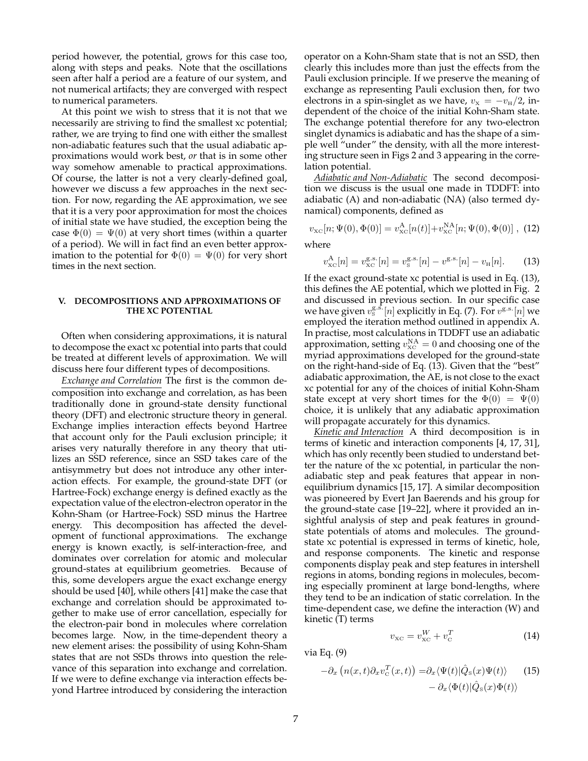period however, the potential, grows for this case too, along with steps and peaks. Note that the oscillations seen after half a period are a feature of our system, and not numerical artifacts; they are converged with respect to numerical parameters.

At this point we wish to stress that it is not that we necessarily are striving to find the smallest xc potential; rather, we are trying to find one with either the smallest non-adiabatic features such that the usual adiabatic approximations would work best, *or* that is in some other way somehow amenable to practical approximations. Of course, the latter is not a very clearly-defined goal, however we discuss a few approaches in the next section. For now, regarding the AE approximation, we see that it is a very poor approximation for most the choices of initial state we have studied, the exception being the case $\Phi(0) = \Psi(0)$ at very short times (within a quarter of a period). We will in fact find an even better approximation to the potential for $\Phi(0) = \Psi(0)$ for very short times in the next section.

## V. DECOMPOSITIONS AND APPROXIMATIONS OF THE XC POTENTIAL

Often when considering approximations, it is natural to decompose the exact xc potential into parts that could be treated at different levels of approximation. We will discuss here four different types of decompositions.

*Exchange and Correlation* The first is the common decomposition into exchange and correlation, as has been traditionally done in ground-state density functional theory (DFT) and electronic structure theory in general. Exchange implies interaction effects beyond Hartree that account only for the Pauli exclusion principle; it arises very naturally therefore in any theory that utilizes an SSD reference, since an SSD takes care of the antisymmetry but does not introduce any other interaction effects. For example, the ground-state DFT (or Hartree-Fock) exchange energy is defined exactly as the expectation value of the electron-electron operator in the Kohn-Sham (or Hartree-Fock) SSD minus the Hartree energy. This decomposition has affected the development of functional approximations. The exchange energy is known exactly, is self-interaction-free, and dominates over correlation for atomic and molecular ground-states at equilibrium geometries. Because of this, some developers argue the exact exchange energy should be used [40], while others [41] make the case that exchange and correlation should be approximated together to make use of error cancellation, especially for the electron-pair bond in molecules where correlation becomes large. Now, in the time-dependent theory a new element arises: the possibility of using Kohn-Sham states that are not SSDs throws into question the relevance of this separation into exchange and correlation. If we were to define exchange via interaction effects beyond Hartree introduced by considering the interaction operator on a Kohn-Sham state that is not an SSD, then clearly this includes more than just the effects from the Pauli exclusion principle. If we preserve the meaning of exchange as representing Pauli exclusion then, for two electrons in a spin-singlet as we have, $v_{\rm X} = -v_{\rm H}/2$, independent of the choice of the initial Kohn-Sham state. The exchange potential therefore for any two-electron singlet dynamics is adiabatic and has the shape of a simple well "under" the density, with all the more interesting structure seen in Figs 2 and 3 appearing in the correlation potential.

*Adiabatic and Non-Adiabatic* The second decomposition we discuss is the usual one made in TDDFT: into adiabatic (A) and non-adiabatic (NA) (also termed dynamical) components, defined as

$$v_{\rm XC}[n; \Psi(0), \Phi(0)] = v_{\rm XC}^{\rm A}[n(t)] + v_{\rm XC}^{\rm NA}[n; \Psi(0), \Phi(0)] \; , \tag{12}$$

where

$$v_{\rm XC}^{\rm A}[n] = v_{\rm XC}^{\rm g.s.}[n] = v_{\rm S}^{\rm g.s.}[n] - v^{\rm g.s.}[n] - v_{\rm H}[n]. \tag{13}$$

If the exact ground-state xc potential is used in Eq. (13), this defines the AE potential, which we plotted in Fig. 2 and discussed in previous section. In our specific case we have given $v_{\rm S}^{\rm g.s.}[n]$ explicitly in Eq. (7). For $v^{\rm g.s.}[n]$ we employed the iteration method outlined in appendix A. In practise, most calculations in TDDFT use an adiabatic approximation, setting $v_{\rm XC}^{\rm NA} = 0$ and choosing one of the myriad approximations developed for the ground-state on the right-hand-side of Eq. (13). Given that the "best" adiabatic approximation, the AE, is not close to the exact xc potential for any of the choices of initial Kohn-Sham state except at very short times for the $\Phi(0) = \Psi(0)$ choice, it is unlikely that any adiabatic approximation will propagate accurately for this dynamics.

*Kinetic and Interaction* A third decomposition is in terms of kinetic and interaction components [4, 17, 31], which has only recently been studied to understand better the nature of the xc potential, in particular the non-adiabatic step and peak features that appear in non-equilibrium dynamics [15, 17]. A similar decomposition was pioneered by Evert Jan Baerends and his group for the ground-state case [19–22], where it provided an insightful analysis of step and peak features in ground-state potentials of atoms and molecules. The ground-state xc potential is expressed in terms of kinetic, hole, and response components. The kinetic and response components display peak and step features in intershell regions in atoms, bonding regions in molecules, becoming especially prominent at large bond-lengths, where they tend to be an indication of static correlation. In the time-dependent case, we define the interaction (W) and kinetic (T) terms

$$v_{\rm XC} = v_{\rm XC}^{W} + v_{\rm C}^{T} \tag{14}$$

via Eq. (9)

$$-\partial_x \left( n(x,t) \partial_x v_{\rm C}^{T}(x,t) \right) = \partial_x \langle \Psi(t) | \hat{Q}_{\rm S}(x) \Psi(t) \rangle - \partial_x \langle \Phi(t) | \hat{Q}_{\rm S}(x) \Phi(t) \rangle \tag{15}$$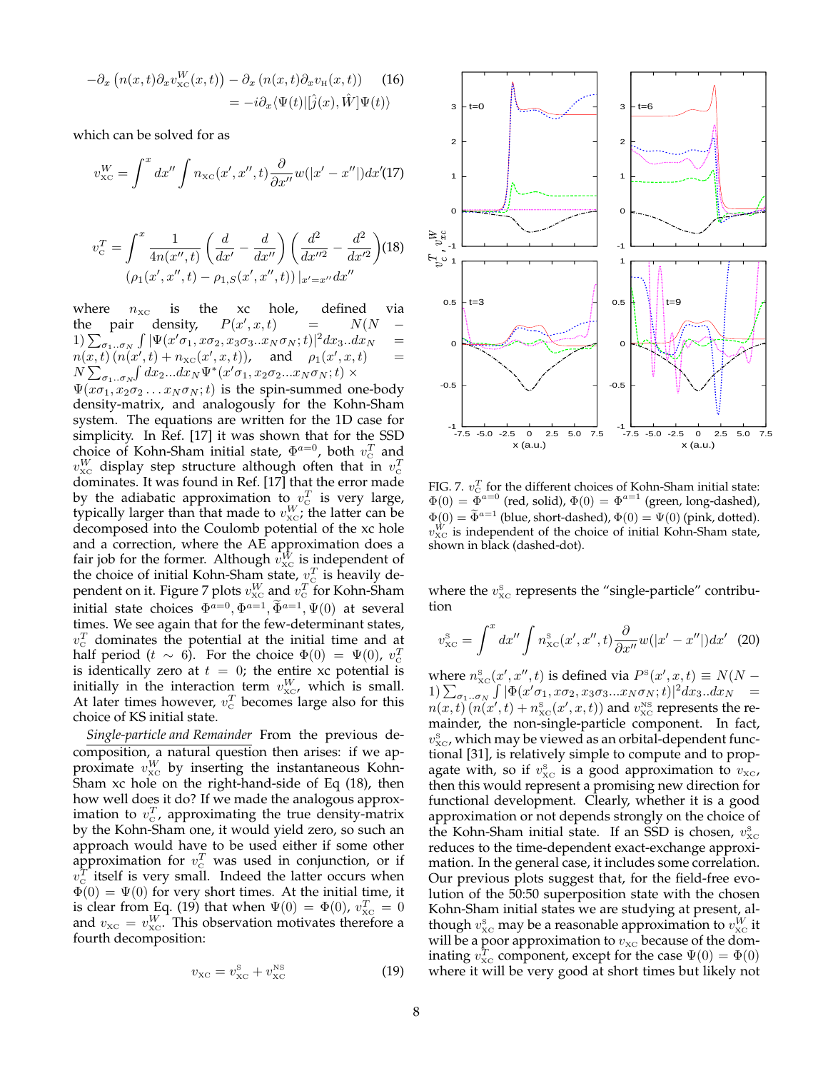$$-\partial_x\left(n(x,t)\partial_x v_{\rm XC}^W(x,t)\right) - \partial_x\left(n(x,t)\partial_x v_{\rm H}(x,t)\right) = -i\partial_x\langle\Psi(t)|[\hat{j}(x),\hat{W}]\Psi(t)\rangle \quad (16)$$

which can be solved for as

$$v_{\rm XC}^W = \int^x dx'' \int n_{\rm XC}(x',x'',t)\frac{\partial}{\partial x''}w(|x'-x''|)dx' \quad (17)$$

$$v_{\rm C}^T = \int^x \frac{1}{4n(x'',t)}\left(\frac{d}{dx'}-\frac{d}{dx''}\right)\left(\frac{d^2}{dx''^2}-\frac{d^2}{dx'^2}\right)(\rho_1(x',x'',t)-\rho_{1,S}(x',x'',t))|_{x'=x''}dx'' \quad (18)$$

where $n_{\rm XC}$ is the xc hole, defined via the pair density, $P(x',x,t) = N(N-1)\sum_{\sigma_1..\sigma_N}\int|\Psi(x'\sigma_1,x\sigma_2,x_3\sigma_3..x_N\sigma_N;t)|^2dx_3..dx_N = n(x,t)\left(n(x',t)+n_{\rm XC}(x',x,t)\right)$, and $\rho_1(x',x,t) = N\sum_{\sigma_1..\sigma_N}\int dx_2...dx_N\Psi^*(x'\sigma_1,x_2\sigma_2...x_N\sigma_N;t)\times\Psi(x\sigma_1,x_2\sigma_2\ldots x_N\sigma_N;t)$ is the spin-summed one-body density-matrix, and analogously for the Kohn-Sham system. The equations are written for the 1D case for simplicity. In Ref. [17] it was shown that for the SSD choice of Kohn-Sham initial state, $\Phi^{a=0}$, both $v_{\rm C}^T$ and $v_{\rm XC}^W$ display step structure although often that in $v_{\rm C}^T$ dominates. It was found in Ref. [17] that the error made by the adiabatic approximation to $v_{\rm C}^T$ is very large, typically larger than that made to $v_{\rm XC}^W$; the latter can be decomposed into the Coulomb potential of the xc hole and a correction, where the AE approximation does a fair job for the former. Although $v_{\rm XC}^W$ is independent of the choice of initial Kohn-Sham state, $v_{\rm C}^T$ is heavily dependent on it. Figure 7 plots $v_{\rm XC}^W$ and $v_{\rm C}^T$ for Kohn-Sham initial state choices $\Phi^{a=0},\Phi^{a=1},\tilde{\Phi}^{a=1},\Psi(0)$ at several times. We see again that for the few-determinant states, $v_{\rm C}^T$ dominates the potential at the initial time and at half period ($t\sim 6$). For the choice $\Phi(0)=\Psi(0)$, $v_{\rm C}^T$ is identically zero at $t=0$; the entire xc potential is initially in the interaction term $v_{\rm XC}^W$, which is small. At later times however, $v_{\rm C}^T$ becomes large also for this choice of KS initial state.

FIG. 7. $v_{\rm C}^T$ for the different choices of Kohn-Sham initial state: $\Phi(0)=\Phi^{a=0}$ (red, solid), $\Phi(0)=\Phi^{a=1}$ (green, long-dashed), $\Phi(0)=\tilde{\Phi}^{a=1}$ (blue, short-dashed), $\Phi(0)=\Psi(0)$ (pink, dotted). $v_{\rm XC}^W$ is independent of the choice of initial Kohn-Sham state, shown in black (dashed-dot).

*Single-particle and Remainder* From the previous decomposition, a natural question then arises: if we approximate $v_{\rm XC}^W$ by inserting the instantaneous Kohn-Sham xc hole on the right-hand-side of Eq (18), then how well does it do? If we made the analogous approximation to $v_{\rm C}^T$, approximating the true density-matrix by the Kohn-Sham one, it would yield zero, so such an approach would have to be used either if some other approximation for $v_{\rm C}^T$ was used in conjunction, or if $v_{\rm C}^T$ itself is very small. Indeed the latter occurs when $\Phi(0)=\Psi(0)$ for very short times. At the initial time, it is clear from Eq. (19) that when $\Psi(0)=\Phi(0)$, $v_{\rm XC}^T=0$ and $v_{\rm XC}=v_{\rm XC}^W$. This observation motivates therefore a fourth decomposition:

$$v_{\rm XC} = v_{\rm XC}^{\rm S} + v_{\rm XC}^{\rm NS} \quad (19)$$

where the $v_{\rm XC}^{\rm S}$ represents the "single-particle" contribution

$$v_{\rm XC}^{\rm S} = \int^x dx''\int n_{\rm XC}^{\rm S}(x',x'',t)\frac{\partial}{\partial x''}w(|x'-x''|)dx' \quad (20)$$

where $n_{\rm XC}^{\rm S}(x',x'',t)$ is defined via $P^{\rm S}(x',x,t)\equiv N(N-1)\sum_{\sigma_1..\sigma_N}\int|\Phi(x'\sigma_1,x\sigma_2,x_3\sigma_3...x_N\sigma_N;t)|^2dx_3..dx_N = n(x,t)\left(n(x',t)+n_{\rm XC}^{\rm S}(x',x,t)\right)$ and $v_{\rm XC}^{\rm NS}$ represents the remainder, the non-single-particle component. In fact, $v_{\rm XC}^{\rm S}$, which may be viewed as an orbital-dependent functional [31], is relatively simple to compute and to propagate with, so if $v_{\rm XC}^{\rm S}$ is a good approximation to $v_{\rm XC}$, then this would represent a promising new direction for functional development. Clearly, whether it is a good approximation or not depends strongly on the choice of the Kohn-Sham initial state. If an SSD is chosen, $v_{\rm XC}^{\rm S}$ reduces to the time-dependent exact-exchange approximation. In the general case, it includes some correlation. Our previous plots suggest that, for the field-free evolution of the 50:50 superposition state with the chosen Kohn-Sham initial states we are studying at present, although $v_{\rm XC}^{\rm S}$ may be a reasonable approximation to $v_{\rm XC}^W$ it will be a poor approximation to $v_{\rm XC}$ because of the dominating $v_{\rm XC}^T$ component, except for the case $\Psi(0)=\Phi(0)$ where it will be very good at short times but likely not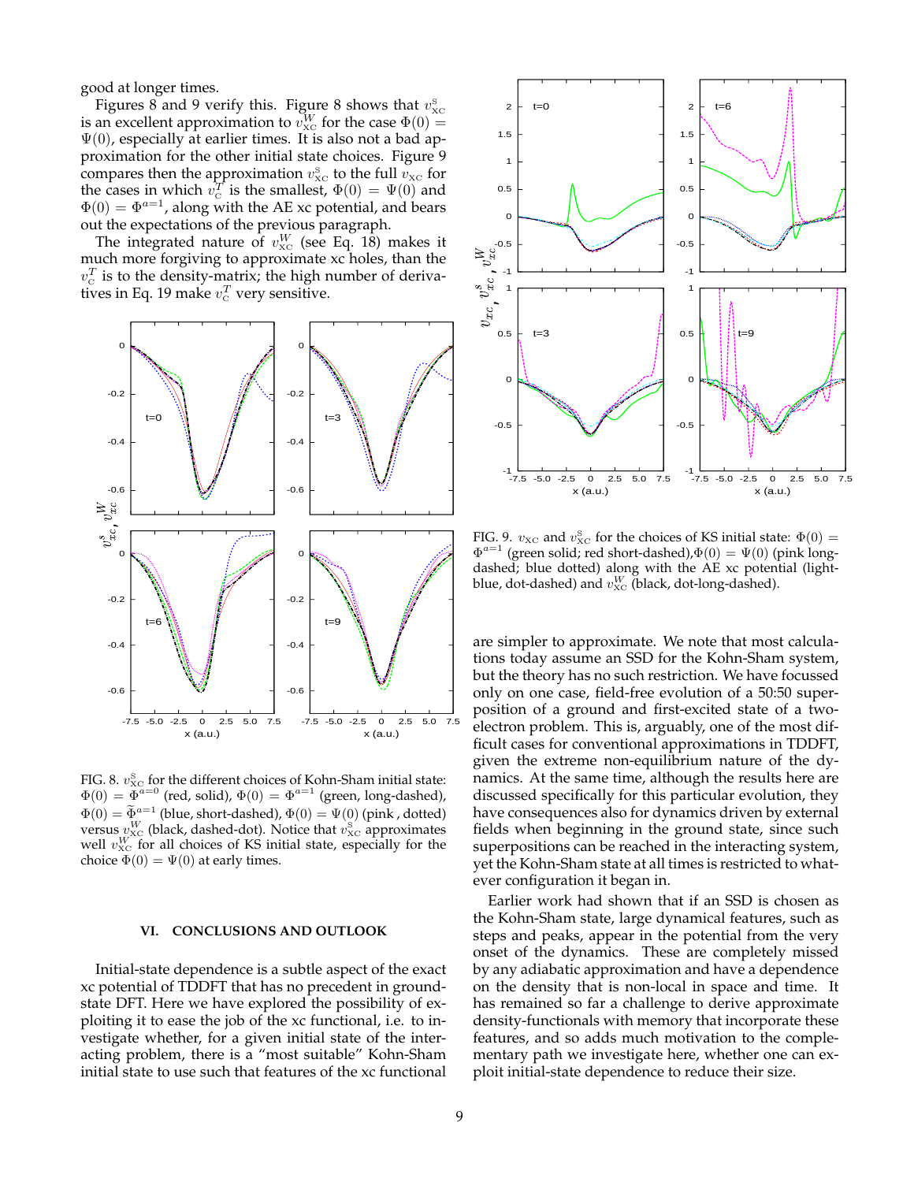good at longer times.

Figures 8 and 9 verify this. Figure 8 shows that $v_{\rm XC}^{\rm S}$ is an excellent approximation to $v_{\rm XC}^{W}$ for the case $\Phi(0) = \Psi(0)$, especially at earlier times. It is also not a bad approximation for the other initial state choices. Figure 9 compares then the approximation $v_{\rm XC}^{\rm S}$ to the full $v_{\rm XC}$ for the cases in which $v_{\rm C}^{T}$ is the smallest, $\Phi(0) = \Psi(0)$ and $\Phi(0) = \Phi^{a=1}$, along with the AE xc potential, and bears out the expectations of the previous paragraph.

The integrated nature of $v_{\rm XC}^{W}$ (see Eq. 18) makes it much more forgiving to approximate xc holes, than the $v_{\rm C}^{T}$ is to the density-matrix; the high number of derivatives in Eq. 19 make $v_{\rm C}^{T}$ very sensitive.

FIG. 8. $v_{\rm XC}^{\rm S}$ for the different choices of Kohn-Sham initial state: $\Phi(0) = \Phi^{a=0}$ (red, solid), $\Phi(0) = \Phi^{a=1}$ (green, long-dashed), $\Phi(0) = \widetilde{\Phi}^{a=1}$ (blue, short-dashed), $\Phi(0) = \Psi(0)$ (pink , dotted) versus $v_{\rm XC}^{W}$ (black, dashed-dot). Notice that $v_{\rm XC}^{\rm S}$ approximates well $v_{\rm XC}^{W}$ for all choices of KS initial state, especially for the choice $\Phi(0) = \Psi(0)$ at early times.

FIG. 9. $v_{\rm XC}$ and $v_{\rm XC}^{\rm S}$ for the choices of KS initial state: $\Phi(0) = \Phi^{a=1}$ (green solid; red short-dashed),$\Phi(0) = \Psi(0)$ (pink long-dashed; blue dotted) along with the AE xc potential (light-blue, dot-dashed) and $v_{\rm XC}^{W}$ (black, dot-long-dashed).

## VI. CONCLUSIONS AND OUTLOOK

Initial-state dependence is a subtle aspect of the exact xc potential of TDDFT that has no precedent in ground-state DFT. Here we have explored the possibility of exploiting it to ease the job of the xc functional, i.e. to investigate whether, for a given initial state of the interacting problem, there is a "most suitable" Kohn-Sham initial state to use such that features of the xc functional are simpler to approximate. We note that most calculations today assume an SSD for the Kohn-Sham system, but the theory has no such restriction. We have focussed only on one case, field-free evolution of a 50:50 superposition of a ground and first-excited state of a two-electron problem. This is, arguably, one of the most difficult cases for conventional approximations in TDDFT, given the extreme non-equilibrium nature of the dynamics. At the same time, although the results here are discussed specifically for this particular evolution, they have consequences also for dynamics driven by external fields when beginning in the ground state, since such superpositions can be reached in the interacting system, yet the Kohn-Sham state at all times is restricted to whatever configuration it began in.

Earlier work had shown that if an SSD is chosen as the Kohn-Sham state, large dynamical features, such as steps and peaks, appear in the potential from the very onset of the dynamics. These are completely missed by any adiabatic approximation and have a dependence on the density that is non-local in space and time. It has remained so far a challenge to derive approximate density-functionals with memory that incorporate these features, and so adds much motivation to the complementary path we investigate here, whether one can exploit initial-state dependence to reduce their size.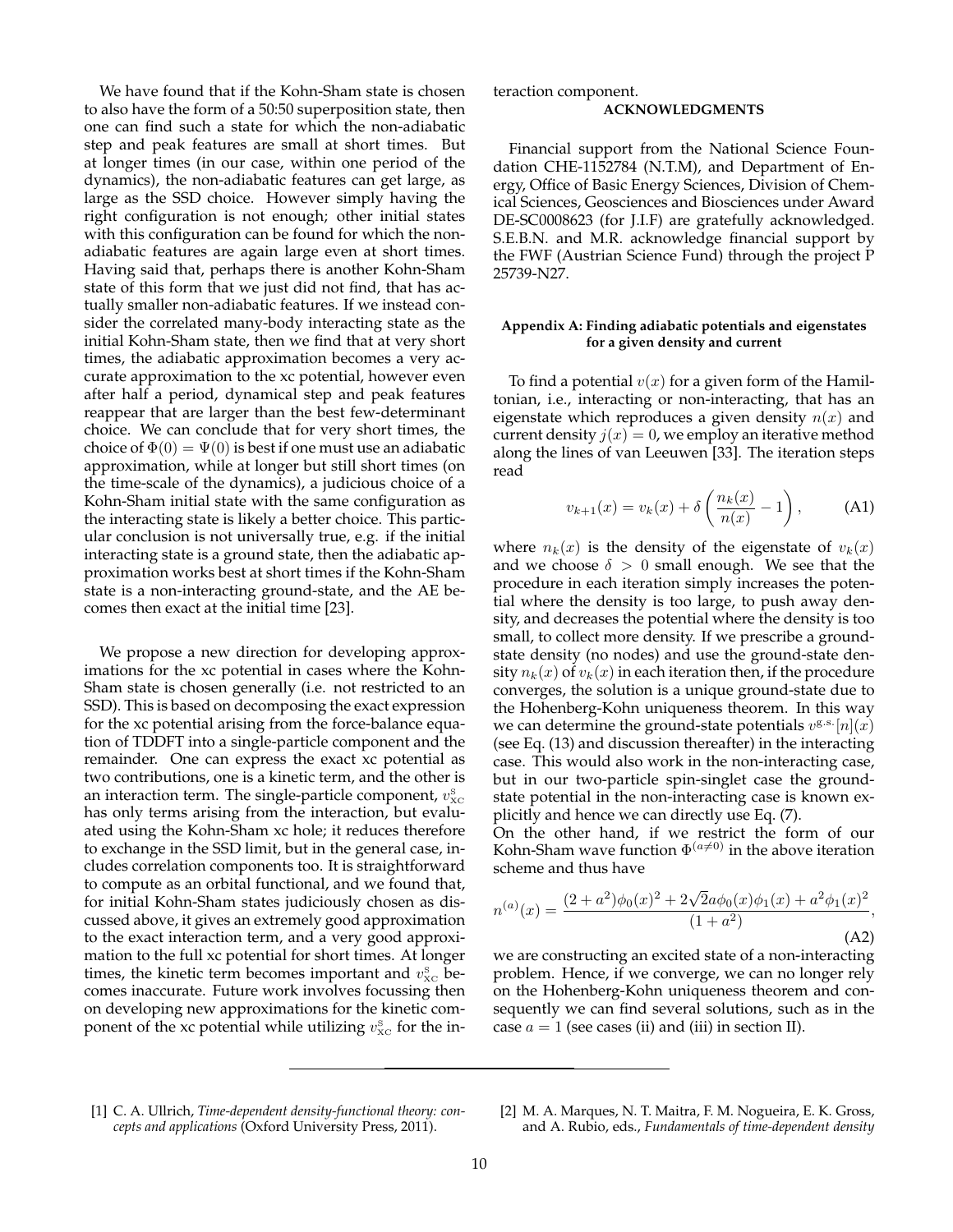We have found that if the Kohn-Sham state is chosen to also have the form of a 50:50 superposition state, then one can find such a state for which the non-adiabatic step and peak features are small at short times. But at longer times (in our case, within one period of the dynamics), the non-adiabatic features can get large, as large as the SSD choice. However simply having the right configuration is not enough; other initial states with this configuration can be found for which the non-adiabatic features are again large even at short times. Having said that, perhaps there is another Kohn-Sham state of this form that we just did not find, that has actually smaller non-adiabatic features. If we instead consider the correlated many-body interacting state as the initial Kohn-Sham state, then we find that at very short times, the adiabatic approximation becomes a very accurate approximation to the xc potential, however even after half a period, dynamical step and peak features reappear that are larger than the best few-determinant choice. We can conclude that for very short times, the choice of $\Phi(0) = \Psi(0)$ is best if one must use an adiabatic approximation, while at longer but still short times (on the time-scale of the dynamics), a judicious choice of a Kohn-Sham initial state with the same configuration as the interacting state is likely a better choice. This particular conclusion is not universally true, e.g. if the initial interacting state is a ground state, then the adiabatic approximation works best at short times if the Kohn-Sham state is a non-interacting ground-state, and the AE becomes then exact at the initial time [23].

We propose a new direction for developing approximations for the xc potential in cases where the Kohn-Sham state is chosen generally (i.e. not restricted to an SSD). This is based on decomposing the exact expression for the xc potential arising from the force-balance equation of TDDFT into a single-particle component and the remainder. One can express the exact xc potential as two contributions, one is a kinetic term, and the other is an interaction term. The single-particle component, $v_{\rm XC}^{\rm S}$ has only terms arising from the interaction, but evaluated using the Kohn-Sham xc hole; it reduces therefore to exchange in the SSD limit, but in the general case, includes correlation components too. It is straightforward to compute as an orbital functional, and we found that, for initial Kohn-Sham states judiciously chosen as discussed above, it gives an extremely good approximation to the exact interaction term, and a very good approximation to the full xc potential for short times. At longer times, the kinetic term becomes important and $v_{\rm XC}^{\rm S}$ becomes inaccurate. Future work involves focussing then on developing new approximations for the kinetic component of the xc potential while utilizing $v_{\rm XC}^{\rm S}$ for the interaction component.

## ACKNOWLEDGMENTS

Financial support from the National Science Foundation CHE-1152784 (N.T.M), and Department of Energy, Office of Basic Energy Sciences, Division of Chemical Sciences, Geosciences and Biosciences under Award DE-SC0008623 (for J.I.F) are gratefully acknowledged. S.E.B.N. and M.R. acknowledge financial support by the FWF (Austrian Science Fund) through the project P 25739-N27.

## Appendix A: Finding adiabatic potentials and eigenstates for a given density and current

To find a potential $v(x)$ for a given form of the Hamiltonian, i.e., interacting or non-interacting, that has an eigenstate which reproduces a given density $n(x)$ and current density $j(x) = 0$, we employ an iterative method along the lines of van Leeuwen [33]. The iteration steps read

$$v_{k+1}(x) = v_k(x) + \delta\left(\frac{n_k(x)}{n(x)} - 1\right), \qquad \text{(A1)}$$

where $n_k(x)$ is the density of the eigenstate of $v_k(x)$ and we choose $\delta > 0$ small enough. We see that the procedure in each iteration simply increases the potential where the density is too large, to push away density, and decreases the potential where the density is too small, to collect more density. If we prescribe a ground-state density (no nodes) and use the ground-state density $n_k(x)$ of $v_k(x)$ in each iteration then, if the procedure converges, the solution is a unique ground-state due to the Hohenberg-Kohn uniqueness theorem. In this way we can determine the ground-state potentials $v^{\rm g.s.}[n](x)$ (see Eq. (13) and discussion thereafter) in the interacting case. This would also work in the non-interacting case, but in our two-particle spin-singlet case the ground-state potential in the non-interacting case is known explicitly and hence we can directly use Eq. (7).
On the other hand, if we restrict the form of our Kohn-Sham wave function $\Phi^{(a\neq 0)}$ in the above iteration scheme and thus have

$$n^{(a)}(x) = \frac{(2+a^2)\phi_0(x)^2 + 2\sqrt{2}a\phi_0(x)\phi_1(x) + a^2\phi_1(x)^2}{(1+a^2)}, \qquad \text{(A2)}$$

we are constructing an excited state of a non-interacting problem. Hence, if we converge, we can no longer rely on the Hohenberg-Kohn uniqueness theorem and consequently we can find several solutions, such as in the case $a = 1$ (see cases (ii) and (iii) in section II).

---

[1] C. A. Ullrich, *Time-dependent density-functional theory: concepts and applications* (Oxford University Press, 2011).

[2] M. A. Marques, N. T. Maitra, F. M. Nogueira, E. K. Gross, and A. Rubio, eds., *Fundamentals of time-dependent density*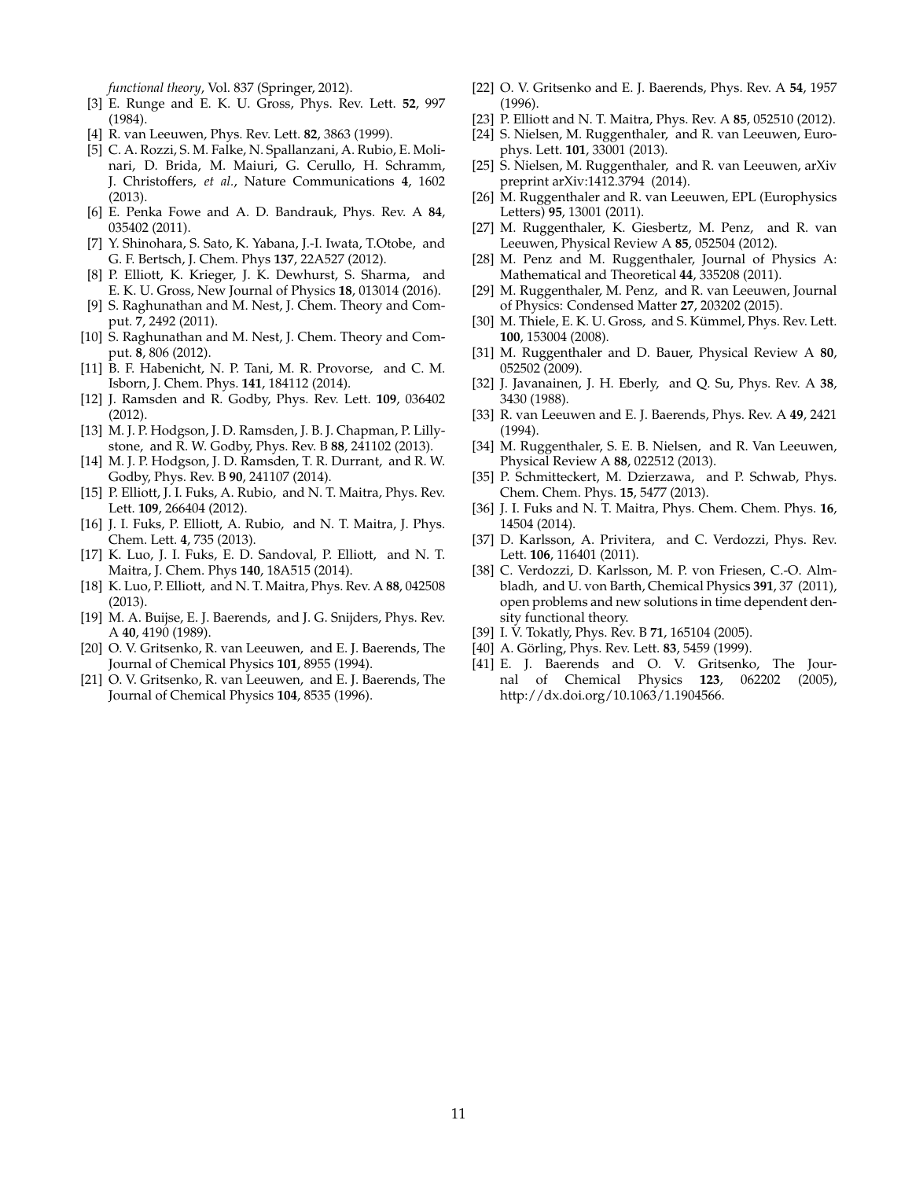*functional theory*, Vol. 837 (Springer, 2012).

[3] E. Runge and E. K. U. Gross, Phys. Rev. Lett. **52**, 997 (1984).

[4] R. van Leeuwen, Phys. Rev. Lett. **82**, 3863 (1999).

[5] C. A. Rozzi, S. M. Falke, N. Spallanzani, A. Rubio, E. Molinari, D. Brida, M. Maiuri, G. Cerullo, H. Schramm, J. Christoffers, *et al.*, Nature Communications **4**, 1602 (2013).

[6] E. Penka Fowe and A. D. Bandrauk, Phys. Rev. A **84**, 035402 (2011).

[7] Y. Shinohara, S. Sato, K. Yabana, J.-I. Iwata, T.Otobe, and G. F. Bertsch, J. Chem. Phys **137**, 22A527 (2012).

[8] P. Elliott, K. Krieger, J. K. Dewhurst, S. Sharma, and E. K. U. Gross, New Journal of Physics **18**, 013014 (2016).

[9] S. Raghunathan and M. Nest, J. Chem. Theory and Comput. **7**, 2492 (2011).

[10] S. Raghunathan and M. Nest, J. Chem. Theory and Comput. **8**, 806 (2012).

[11] B. F. Habenicht, N. P. Tani, M. R. Provorse, and C. M. Isborn, J. Chem. Phys. **141**, 184112 (2014).

[12] J. Ramsden and R. Godby, Phys. Rev. Lett. **109**, 036402 (2012).

[13] M. J. P. Hodgson, J. D. Ramsden, J. B. J. Chapman, P. Lillystone, and R. W. Godby, Phys. Rev. B **88**, 241102 (2013).

[14] M. J. P. Hodgson, J. D. Ramsden, T. R. Durrant, and R. W. Godby, Phys. Rev. B **90**, 241107 (2014).

[15] P. Elliott, J. I. Fuks, A. Rubio, and N. T. Maitra, Phys. Rev. Lett. **109**, 266404 (2012).

[16] J. I. Fuks, P. Elliott, A. Rubio, and N. T. Maitra, J. Phys. Chem. Lett. **4**, 735 (2013).

[17] K. Luo, J. I. Fuks, E. D. Sandoval, P. Elliott, and N. T. Maitra, J. Chem. Phys **140**, 18A515 (2014).

[18] K. Luo, P. Elliott, and N. T. Maitra, Phys. Rev. A **88**, 042508 (2013).

[19] M. A. Buijse, E. J. Baerends, and J. G. Snijders, Phys. Rev. A **40**, 4190 (1989).

[20] O. V. Gritsenko, R. van Leeuwen, and E. J. Baerends, The Journal of Chemical Physics **101**, 8955 (1994).

[21] O. V. Gritsenko, R. van Leeuwen, and E. J. Baerends, The Journal of Chemical Physics **104**, 8535 (1996).

[22] O. V. Gritsenko and E. J. Baerends, Phys. Rev. A **54**, 1957 (1996).

[23] P. Elliott and N. T. Maitra, Phys. Rev. A **85**, 052510 (2012).

[24] S. Nielsen, M. Ruggenthaler, and R. van Leeuwen, Europhys. Lett. **101**, 33001 (2013).

[25] S. Nielsen, M. Ruggenthaler, and R. van Leeuwen, arXiv preprint arXiv:1412.3794 (2014).

[26] M. Ruggenthaler and R. van Leeuwen, EPL (Europhysics Letters) **95**, 13001 (2011).

[27] M. Ruggenthaler, K. Giesbertz, M. Penz, and R. van Leeuwen, Physical Review A **85**, 052504 (2012).

[28] M. Penz and M. Ruggenthaler, Journal of Physics A: Mathematical and Theoretical **44**, 335208 (2011).

[29] M. Ruggenthaler, M. Penz, and R. van Leeuwen, Journal of Physics: Condensed Matter **27**, 203202 (2015).

[30] M. Thiele, E. K. U. Gross, and S. Kümmel, Phys. Rev. Lett. **100**, 153004 (2008).

[31] M. Ruggenthaler and D. Bauer, Physical Review A **80**, 052502 (2009).

[32] J. Javanainen, J. H. Eberly, and Q. Su, Phys. Rev. A **38**, 3430 (1988).

[33] R. van Leeuwen and E. J. Baerends, Phys. Rev. A **49**, 2421 (1994).

[34] M. Ruggenthaler, S. E. B. Nielsen, and R. Van Leeuwen, Physical Review A **88**, 022512 (2013).

[35] P. Schmitteckert, M. Dzierzawa, and P. Schwab, Phys. Chem. Chem. Phys. **15**, 5477 (2013).

[36] J. I. Fuks and N. T. Maitra, Phys. Chem. Chem. Phys. **16**, 14504 (2014).

[37] D. Karlsson, A. Privitera, and C. Verdozzi, Phys. Rev. Lett. **106**, 116401 (2011).

[38] C. Verdozzi, D. Karlsson, M. P. von Friesen, C.-O. Almbladh, and U. von Barth, Chemical Physics **391**, 37 (2011), open problems and new solutions in time dependent density functional theory.

[39] I. V. Tokatly, Phys. Rev. B **71**, 165104 (2005).

[40] A. Görling, Phys. Rev. Lett. **83**, 5459 (1999).

[41] E. J. Baerends and O. V. Gritsenko, The Journal of Chemical Physics **123**, 062202 (2005), http://dx.doi.org/10.1063/1.1904566.